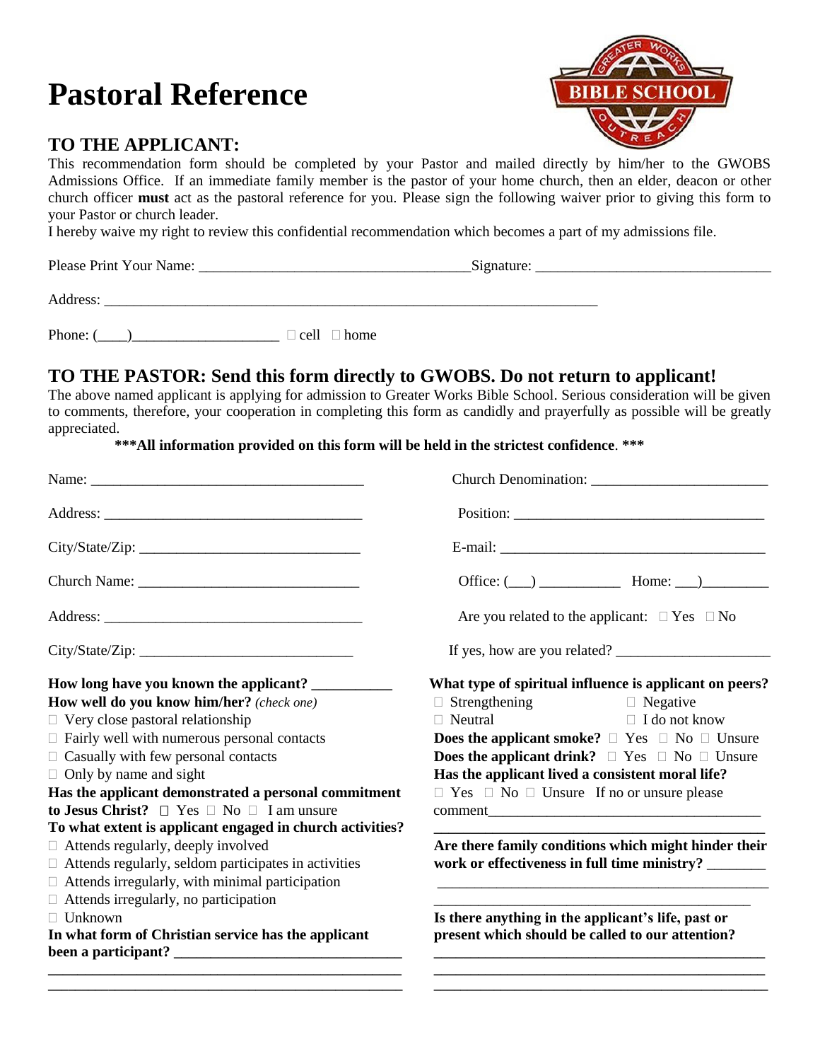# Pastoral Reference

## TO THE APPLICANT:

This recommendation form should be completed by your Pastor and mailed directly by him/her to the GWOBS Admissions Office. If an immediate family member is the pastor of your home church, then an elder, deacon or other church officer **must** act as the pastoral reference for you. Please sign the following waiver prior to giving this form to your Pastor or church leader.

I hereby waive my right to review this confidential recommendation which becomes a part of my admissions file.

Please Print Your Name: ____________________________________Signature: ________________________________

Address: ______________________________________________________________________

Phone: (____)____________________ ☐ cell ☐ home

## TO THE PASTOR: Send this form directly to GWOBS. Do not return to applicant!

The above named applicant is applying for admission to Greater Works Bible School. Serious consideration will be given to comments, therefore, your cooperation in completing this form as candidly and prayerfully as possible will be greatly appreciated.

**\*\*\*All information provided on this form will be held in the strictest confidence. \*\*\***

Name: ______________________________________

Address: ____________________________________

City/State/Zip: ______________________________

Church Name: ______________________________

Address: ____________________________________

City/State/Zip: ______________________________

Church Denomination: ________________________

Position: __________________________________

E-mail: ____________________________________

Office: (___) ___________ Home: ___)_________

Are you related to the applicant: ☐ Yes ☐ No

If yes, how are you related? _____________________

**How long have you known the applicant?** ___________

**How well do you know him/her?** *(check one)*

☐ Very close pastoral relationship
☐ Fairly well with numerous personal contacts
☐ Casually with few personal contacts
☐ Only by name and sight

**Has the applicant demonstrated a personal commitment to Jesus Christ?** ☐ Yes ☐ No ☐ I am unsure

**To what extent is applicant engaged in church activities?**

☐ Attends regularly, deeply involved
☐ Attends regularly, seldom participates in activities
☐ Attends irregularly, with minimal participation
☐ Attends irregularly, no participation
☐ Unknown

**In what form of Christian service has the applicant been a participant?** ______________________________

__________________________________________________

__________________________________________________

**What type of spiritual influence is applicant on peers?**

☐ Strengthening ☐ Negative
☐ Neutral ☐ I do not know

**Does the applicant smoke?** ☐ Yes ☐ No ☐ Unsure

**Does the applicant drink?** ☐ Yes ☐ No ☐ Unsure

**Has the applicant lived a consistent moral life?**

☐ Yes ☐ No ☐ Unsure If no or unsure please comment_______________________________________

__________________________________________________

**Are there family conditions which might hinder their work or effectiveness in full time ministry?** ________

__________________________________________________

__________________________________________________

**Is there anything in the applicant's life, past or present which should be called to our attention?**

__________________________________________________

__________________________________________________

__________________________________________________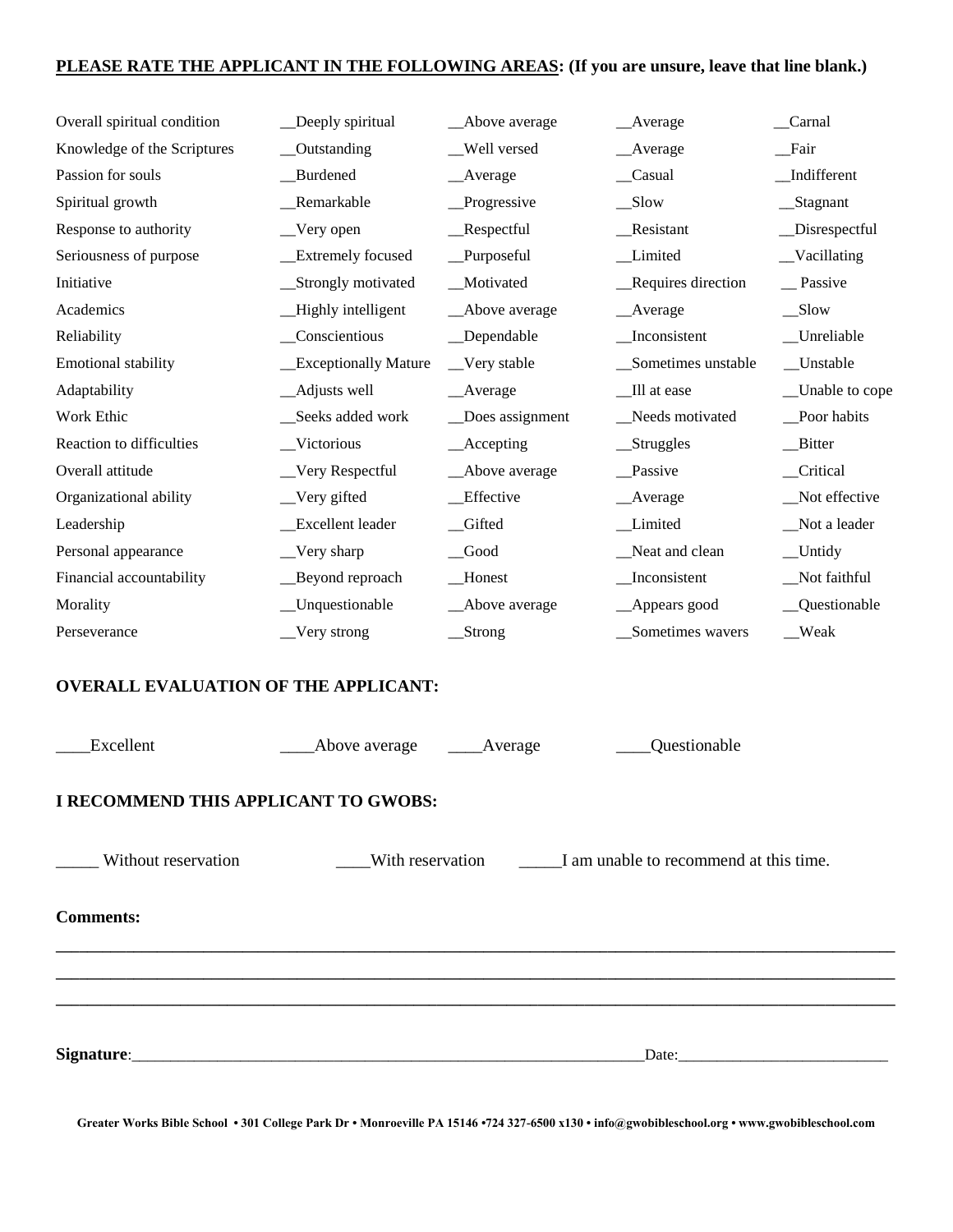**PLEASE RATE THE APPLICANT IN THE FOLLOWING AREAS: (If you are unsure, leave that line blank.)**

| | | | | |
|---|---|---|---|---|
| Overall spiritual condition | __Deeply spiritual | __Above average | __Average | __Carnal |
| Knowledge of the Scriptures | __Outstanding | __Well versed | __Average | __Fair |
| Passion for souls | __Burdened | __Average | __Casual | __Indifferent |
| Spiritual growth | __Remarkable | __Progressive | __Slow | __Stagnant |
| Response to authority | __Very open | __Respectful | __Resistant | __Disrespectful |
| Seriousness of purpose | __Extremely focused | __Purposeful | __Limited | __Vacillating |
| Initiative | __Strongly motivated | __Motivated | __Requires direction | __ Passive |
| Academics | __Highly intelligent | __Above average | __Average | __Slow |
| Reliability | __Conscientious | __Dependable | __Inconsistent | __Unreliable |
| Emotional stability | __Exceptionally Mature | __Very stable | __Sometimes unstable | __Unstable |
| Adaptability | __Adjusts well | __Average | __Ill at ease | __Unable to cope |
| Work Ethic | __Seeks added work | __Does assignment | __Needs motivated | __Poor habits |
| Reaction to difficulties | __Victorious | __Accepting | __Struggles | __Bitter |
| Overall attitude | __Very Respectful | __Above average | __Passive | __Critical |
| Organizational ability | __Very gifted | __Effective | __Average | __Not effective |
| Leadership | __Excellent leader | __Gifted | __Limited | __Not a leader |
| Personal appearance | __Very sharp | __Good | __Neat and clean | __Untidy |
| Financial accountability | __Beyond reproach | __Honest | __Inconsistent | __Not faithful |
| Morality | __Unquestionable | __Above average | __Appears good | __Questionable |
| Perseverance | __Very strong | __Strong | __Sometimes wavers | __Weak |

**OVERALL EVALUATION OF THE APPLICANT:**

____Excellent ____Above average ____Average ____Questionable

**I RECOMMEND THIS APPLICANT TO GWOBS:**

_____ Without reservation ____With reservation _____I am unable to recommend at this time.

**Comments:**

______________________________________________________________________________

______________________________________________________________________________

______________________________________________________________________________

**Signature**:_____________________________________________________________ Date:__________________________

**Greater Works Bible School • 301 College Park Dr • Monroeville PA 15146 •724 327-6500 x130 • info@gwobibleschool.org • www.gwobibleschool.com**